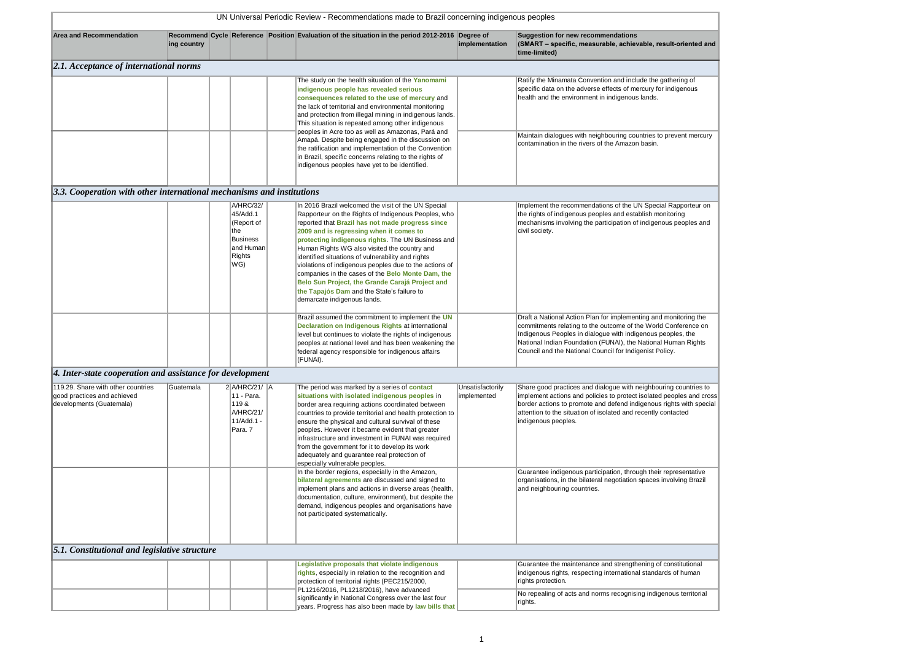# UN Universal Periodic Review - Recommendations made to Brazil concerning indigenous peoples

| Area and Recommendation | Recommending country | Cycle | Reference | Position | Evaluation of the situation in the period 2012-2016 | Degree of implementation | Suggestion for new recommendations (SMART – specific, measurable, achievable, result-oriented and time-limited) |
|---|---|---|---|---|---|---|---|
| ***2.1. Acceptance of international norms*** | | | | | | | |
| | | | | | The study on the health situation of the **Yanomami indigenous people has revealed serious consequences related to the use of mercury** and the lack of territorial and environmental monitoring and protection from illegal mining in indigenous lands. This situation is repeated among other indigenous peoples in Acre too as well as Amazonas, Pará and Amapá. Despite being engaged in the discussion on the ratification and implementation of the Convention in Brazil, specific concerns relating to the rights of indigenous peoples have yet to be identified. | | Ratify the Minamata Convention and include the gathering of specific data on the adverse effects of mercury for indigenous health and the environment in indigenous lands. |
| | | | | | | | Maintain dialogues with neighbouring countries to prevent mercury contamination in the rivers of the Amazon basin. |
| ***3.3. Cooperation with other international mechanisms and institutions*** | | | | | | | |
| | | | A/HRC/32/45/Add.1 (Report of the Business and Human Rights WG) | | In 2016 Brazil welcomed the visit of the UN Special Rapporteur on the Rights of Indigenous Peoples, who reported that **Brazil has not made progress since 2009 and is regressing when it comes to protecting indigenous rights**. The UN Business and Human Rights WG also visited the country and identified situations of vulnerability and rights violations of indigenous peoples due to the actions of companies in the cases of the **Belo Monte Dam, the Belo Sun Project, the Grande Carajá Project and the Tapajós Dam** and the State's failure to demarcate indigenous lands. | | Implement the recommendations of the UN Special Rapporteur on the rights of indigenous peoples and establish monitoring mechanisms involving the participation of indigenous peoples and civil society. |
| | | | | | Brazil assumed the commitment to implement the **UN Declaration on Indigenous Rights** at international level but continues to violate the rights of indigenous peoples at national level and has been weakening the federal agency responsible for indigenous affairs (FUNAI). | | Draft a National Action Plan for implementing and monitoring the commitments relating to the outcome of the World Conference on Indigenous Peoples in dialogue with indigenous peoples, the National Indian Foundation (FUNAI), the National Human Rights Council and the National Council for Indigenist Policy. |
| ***4. Inter-state cooperation and assistance for development*** | | | | | | | |
| 119.29. Share with other countries good practices and achieved developments (Guatemala) | Guatemala | 2 | A/HRC/21/11 - Para. 119 & A/HRC/21/11/Add.1 - Para. 7 | A | The period was marked by a series of **contact situations with isolated indigenous peoples** in border area requiring actions coordinated between countries to provide territorial and health protection to ensure the physical and cultural survival of these peoples. However it became evident that greater infrastructure and investment in FUNAI was required from the government for it to develop its work adequately and guarantee real protection of especially vulnerable peoples. | Unsatisfactorily implemented | Share good practices and dialogue with neighbouring countries to implement actions and policies to protect isolated peoples and cross border actions to promote and defend indigenous rights with special attention to the situation of isolated and recently contacted indigenous peoples. |
| | | | | | In the border regions, especially in the Amazon, **bilateral agreements** are discussed and signed to implement plans and actions in diverse areas (health, documentation, culture, environment), but despite the demand, indigenous peoples and organisations have not participated systematically. | | Guarantee indigenous participation, through their representative organisations, in the bilateral negotiation spaces involving Brazil and neighbouring countries. |
| ***5.1. Constitutional and legislative structure*** | | | | | | | |
| | | | | | **Legislative proposals that violate indigenous rights**, especially in relation to the recognition and protection of territorial rights (PEC215/2000, PL1216/2016, PL1218/2016), have advanced significantly in National Congress over the last four years. Progress has also been made by **law bills that** | | Guarantee the maintenance and strengthening of constitutional indigenous rights, respecting international standards of human rights protection. |
| | | | | | | | No repealing of acts and norms recognising indigenous territorial rights. |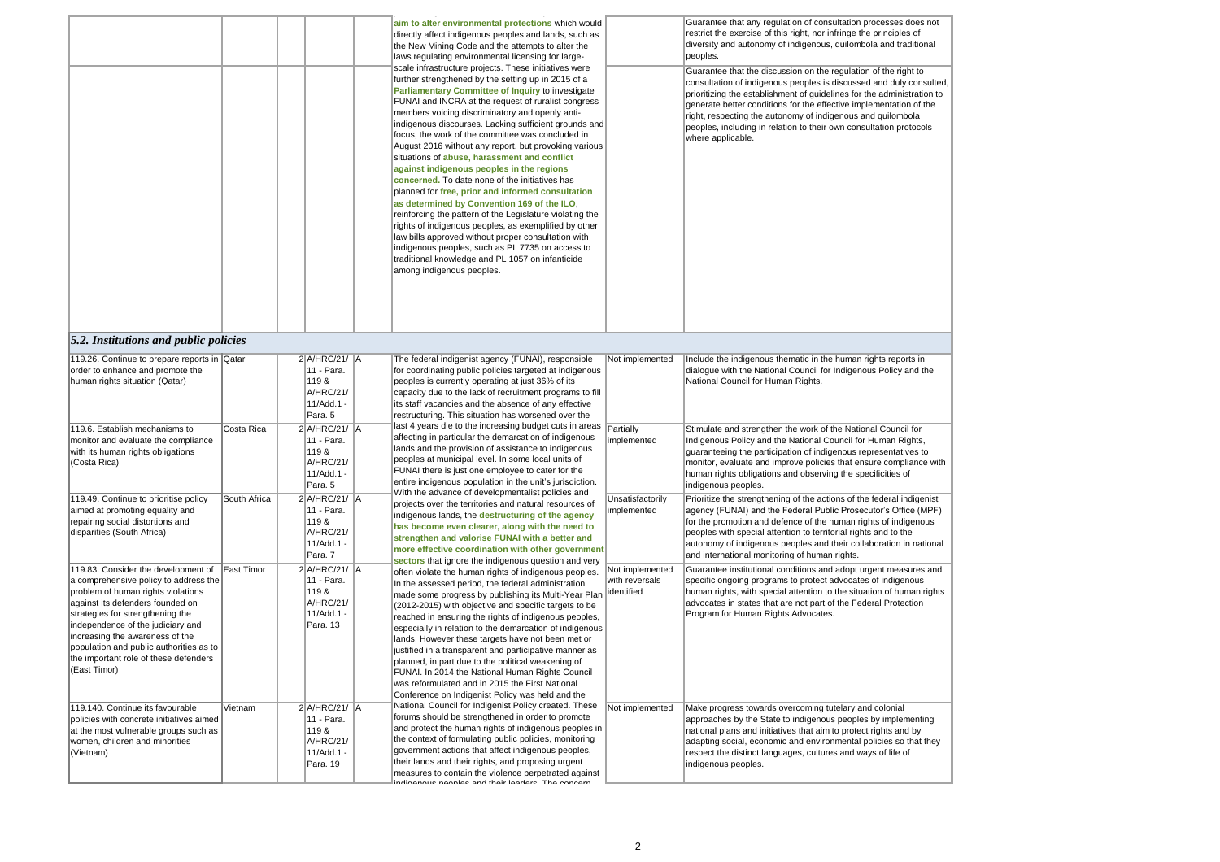| | | | | | | |
|---|---|---|---|---|---|---|
| | | | | aim to alter environmental protections which would directly affect indigenous peoples and lands, such as the New Mining Code and the attempts to alter the laws regulating environmental licensing for large-scale infrastructure projects. These initiatives were further strengthened by the setting up in 2015 of a Parliamentary Committee of Inquiry to investigate FUNAI and INCRA at the request of ruralist congress members voicing discriminatory and openly anti-indigenous discourses. Lacking sufficient grounds and focus, the work of the committee was concluded in August 2016 without any report, but provoking various situations of abuse, harassment and conflict against indigenous peoples in the regions concerned. To date none of the initiatives has planned for free, prior and informed consultation as determined by Convention 169 of the ILO, reinforcing the pattern of the Legislature violating the rights of indigenous peoples, as exemplified by other law bills approved without proper consultation with indigenous peoples, such as PL 7735 on access to traditional knowledge and PL 1057 on infanticide among indigenous peoples. | | Guarantee that any regulation of consultation processes does not restrict the exercise of this right, nor infringe the principles of diversity and autonomy of indigenous, quilombola and traditional peoples.<br><br>Guarantee that the discussion on the regulation of the right to consultation of indigenous peoples is discussed and duly consulted, prioritizing the establishment of guidelines for the administration to generate better conditions for the effective implementation of the right, respecting the autonomy of indigenous and quilombola peoples, including in relation to their own consultation protocols where applicable. |
| ***5.2. Institutions and public policies*** | | | | | | |
| 119.26. Continue to prepare reports in order to enhance and promote the human rights situation (Qatar) | Qatar | 2 | A/HRC/21/ 11 - Para. 119 & A/HRC/21/ 11/Add.1 - Para. 5 | A | The federal indigenist agency (FUNAI), responsible for coordinating public policies targeted at indigenous peoples is currently operating at just 36% of its capacity due to the lack of recruitment programs to fill its staff vacancies and the absence of any effective restructuring. This situation has worsened over the last 4 years die to the increasing budget cuts in areas affecting in particular the demarcation of indigenous lands and the provision of assistance to indigenous peoples at municipal level. In some local units of FUNAI there is just one employee to cater for the entire indigenous population in the unit's jurisdiction. With the advance of developmentalist policies and projects over the territories and natural resources of indigenous lands, the destructuring of the agency has become even clearer, along with the need to strengthen and valorise FUNAI with a better and more effective coordination with other government sectors that ignore the indigenous question and very often violate the human rights of indigenous peoples. In the assessed period, the federal administration made some progress by publishing its Multi-Year Plan (2012-2015) with objective and specific targets to be reached in ensuring the rights of indigenous peoples, especially in relation to the demarcation of indigenous lands. However these targets have not been met or justified in a transparent and participative manner as planned, in part due to the political weakening of FUNAI. In 2014 the National Human Rights Council was reformulated and in 2015 the First National Conference on Indigenist Policy was held and the National Council for Indigenist Policy created. These forums should be strengthened in order to promote and protect the human rights of indigenous peoples in the context of formulating public policies, monitoring government actions that affect indigenous peoples, their lands and their rights, and proposing urgent measures to contain the violence perpetrated against indigenous peoples and their leaders. The concern | Not implemented | Include the indigenous thematic in the human rights reports in dialogue with the National Council for Indigenous Policy and the National Council for Human Rights. |
| 119.6. Establish mechanisms to monitor and evaluate the compliance with its human rights obligations (Costa Rica) | Costa Rica | 2 | A/HRC/21/ 11 - Para. 119 & A/HRC/21/ 11/Add.1 - Para. 5 | A | | Partially implemented | Stimulate and strengthen the work of the National Council for Indigenous Policy and the National Council for Human Rights, guaranteeing the participation of indigenous representatives to monitor, evaluate and improve policies that ensure compliance with human rights obligations and observing the specificities of indigenous peoples. |
| 119.49. Continue to prioritise policy aimed at promoting equality and repairing social distortions and disparities (South Africa) | South Africa | 2 | A/HRC/21/ 11 - Para. 119 & A/HRC/21/ 11/Add.1 - Para. 7 | A | | Unsatisfactorily implemented | Prioritize the strengthening of the actions of the federal indigenist agency (FUNAI) and the Federal Public Prosecutor's Office (MPF) for the promotion and defence of the human rights of indigenous peoples with special attention to territorial rights and to the autonomy of indigenous peoples and their collaboration in national and international monitoring of human rights. |
| 119.83. Consider the development of a comprehensive policy to address the problem of human rights violations against its defenders founded on strategies for strengthening the independence of the judiciary and increasing the awareness of the population and public authorities as to the important role of these defenders (East Timor) | East Timor | 2 | A/HRC/21/ 11 - Para. 119 & A/HRC/21/ 11/Add.1 - Para. 13 | A | | Not implemented with reversals identified | Guarantee institutional conditions and adopt urgent measures and specific ongoing programs to protect advocates of indigenous human rights, with special attention to the situation of human rights advocates in states that are not part of the Federal Protection Program for Human Rights Advocates. |
| 119.140. Continue its favourable policies with concrete initiatives aimed at the most vulnerable groups such as women, children and minorities (Vietnam) | Vietnam | 2 | A/HRC/21/ 11 - Para. 119 & A/HRC/21/ 11/Add.1 - Para. 19 | A | | Not implemented | Make progress towards overcoming tutelary and colonial approaches by the State to indigenous peoples by implementing national plans and initiatives that aim to protect rights and by adapting social, economic and environmental policies so that they respect the distinct languages, cultures and ways of life of indigenous peoples. |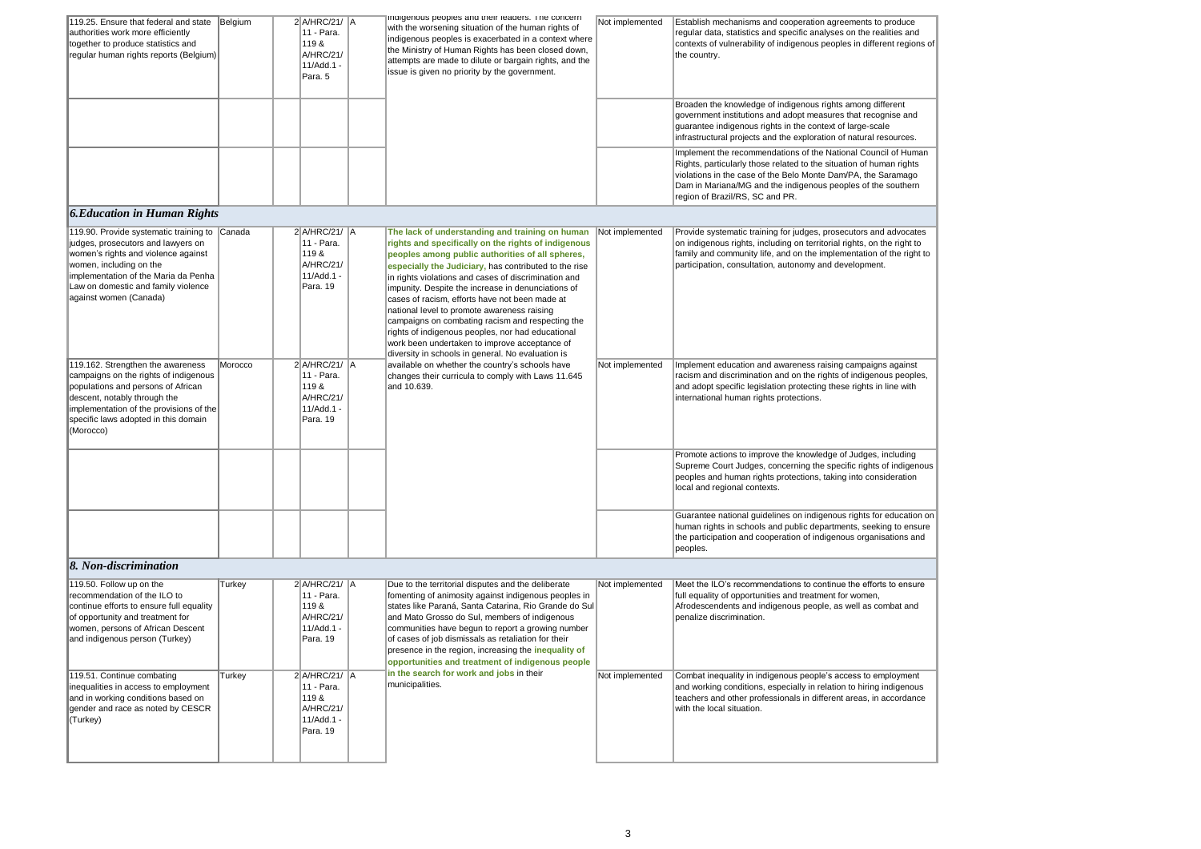| | | | | | | | |
|---|---|---|---|---|---|---|---|
| 119.25. Ensure that federal and state authorities work more efficiently together to produce statistics and regular human rights reports (Belgium) | Belgium | 2 | A/HRC/21/ 11 - Para. 119 & A/HRC/21/ 11/Add.1 - Para. 5 | A | indigenous peoples and their leaders. The concern with the worsening situation of the human rights of indigenous peoples is exacerbated in a context where the Ministry of Human Rights has been closed down, attempts are made to dilute or bargain rights, and the issue is given no priority by the government. | Not implemented | Establish mechanisms and cooperation agreements to produce regular data, statistics and specific analyses on the realities and contexts of vulnerability of indigenous peoples in different regions of the country. |
| | | | | | | | Broaden the knowledge of indigenous rights among different government institutions and adopt measures that recognise and guarantee indigenous rights in the context of large-scale infrastructural projects and the exploration of natural resources. |
| | | | | | | | Implement the recommendations of the National Council of Human Rights, particularly those related to the situation of human rights violations in the case of the Belo Monte Dam/PA, the Saramago Dam in Mariana/MG and the indigenous peoples of the southern region of Brazil/RS, SC and PR. |
| ***6.Education in Human Rights*** | | | | | | | |
| 119.90. Provide systematic training to judges, prosecutors and lawyers on women's rights and violence against women, including on the implementation of the Maria da Penha Law on domestic and family violence against women (Canada) | Canada | 2 | A/HRC/21/ 11 - Para. 119 & A/HRC/21/ 11/Add.1 - Para. 19 | A | **The lack of understanding and training on human rights and specifically on the rights of indigenous peoples among public authorities of all spheres, especially the Judiciary,** has contributed to the rise in rights violations and cases of discrimination and impunity. Despite the increase in denunciations of cases of racism, efforts have not been made at national level to promote awareness raising campaigns on combating racism and respecting the rights of indigenous peoples, nor had educational work been undertaken to improve acceptance of diversity in schools in general. No evaluation is available on whether the country's schools have changes their curricula to comply with Laws 11.645 and 10.639. | Not implemented | Provide systematic training for judges, prosecutors and advocates on indigenous rights, including on territorial rights, on the right to family and community life, and on the implementation of the right to participation, consultation, autonomy and development. |
| 119.162. Strengthen the awareness campaigns on the rights of indigenous populations and persons of African descent, notably through the implementation of the provisions of the specific laws adopted in this domain (Morocco) | Morocco | 2 | A/HRC/21/ 11 - Para. 119 & A/HRC/21/ 11/Add.1 - Para. 19 | A | | Not implemented | Implement education and awareness raising campaigns against racism and discrimination and on the rights of indigenous peoples, and adopt specific legislation protecting these rights in line with international human rights protections. |
| | | | | | | | Promote actions to improve the knowledge of Judges, including Supreme Court Judges, concerning the specific rights of indigenous peoples and human rights protections, taking into consideration local and regional contexts. |
| | | | | | | | Guarantee national guidelines on indigenous rights for education on human rights in schools and public departments, seeking to ensure the participation and cooperation of indigenous organisations and peoples. |
| ***8. Non-discrimination*** | | | | | | | |
| 119.50. Follow up on the recommendation of the ILO to continue efforts to ensure full equality of opportunity and treatment for women, persons of African Descent and indigenous person (Turkey) | Turkey | 2 | A/HRC/21/ 11 - Para. 119 & A/HRC/21/ 11/Add.1 - Para. 19 | A | Due to the territorial disputes and the deliberate fomenting of animosity against indigenous peoples in states like Paraná, Santa Catarina, Rio Grande do Sul and Mato Grosso do Sul, members of indigenous communities have begun to report a growing number of cases of job dismissals as retaliation for their presence in the region, increasing the **inequality of opportunities and treatment of indigenous people in the search for work and jobs** in their municipalities. | Not implemented | Meet the ILO's recommendations to continue the efforts to ensure full equality of opportunities and treatment for women, Afrodescendents and indigenous people, as well as combat and penalize discrimination. |
| 119.51. Continue combating inequalities in access to employment and in working conditions based on gender and race as noted by CESCR (Turkey) | Turkey | 2 | A/HRC/21/ 11 - Para. 119 & A/HRC/21/ 11/Add.1 - Para. 19 | A | | Not implemented | Combat inequality in indigenous people's access to employment and working conditions, especially in relation to hiring indigenous teachers and other professionals in different areas, in accordance with the local situation. |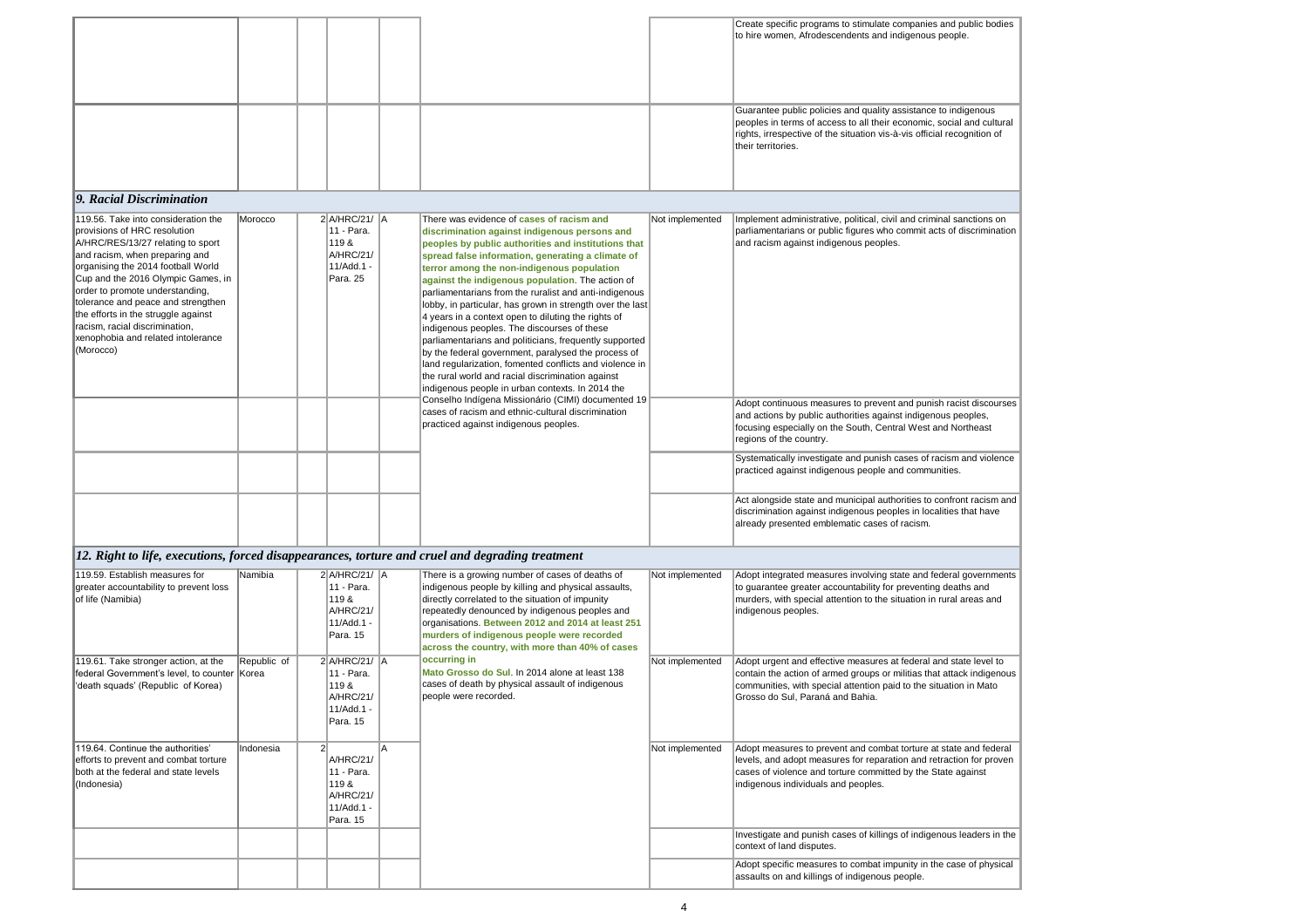| | | | | | | | |
|---|---|---|---|---|---|---|---|
| | | | | | | | Create specific programs to stimulate companies and public bodies to hire women, Afrodescendents and indigenous people. |
| | | | | | | | Guarantee public policies and quality assistance to indigenous peoples in terms of access to all their economic, social and cultural rights, irrespective of the situation vis-à-vis official recognition of their territories. |
| ***9. Racial Discrimination*** | | | | | | | |
| 119.56. Take into consideration the provisions of HRC resolution A/HRC/RES/13/27 relating to sport and racism, when preparing and organising the 2014 football World Cup and the 2016 Olympic Games, in order to promote understanding, tolerance and peace and strengthen the efforts in the struggle against racism, racial discrimination, xenophobia and related intolerance (Morocco) | Morocco | 2 | A/HRC/21/ 11 - Para. 119 & A/HRC/21/ 11/Add.1 - Para. 25 | A | There was evidence of **cases of racism and discrimination against indigenous persons and peoples by public authorities and institutions that spread false information, generating a climate of terror among the non-indigenous population against the indigenous population**. The action of parliamentarians from the ruralist and anti-indigenous lobby, in particular, has grown in strength over the last 4 years in a context open to diluting the rights of indigenous peoples. The discourses of these parliamentarians and politicians, frequently supported by the federal government, paralysed the process of land regularization, fomented conflicts and violence in the rural world and racial discrimination against indigenous people in urban contexts. In 2014 the Conselho Indígena Missionário (CIMI) documented 19 cases of racism and ethnic-cultural discrimination practiced against indigenous peoples. | Not implemented | Implement administrative, political, civil and criminal sanctions on parliamentarians or public figures who commit acts of discrimination and racism against indigenous peoples. |
| | | | | | | | Adopt continuous measures to prevent and punish racist discourses and actions by public authorities against indigenous peoples, focusing especially on the South, Central West and Northeast regions of the country. |
| | | | | | | | Systematically investigate and punish cases of racism and violence practiced against indigenous people and communities. |
| | | | | | | | Act alongside state and municipal authorities to confront racism and discrimination against indigenous peoples in localities that have already presented emblematic cases of racism. |
| ***12. Right to life, executions, forced disappearances, torture and cruel and degrading treatment*** | | | | | | | |
| 119.59. Establish measures for greater accountability to prevent loss of life (Namibia) | Namibia | 2 | A/HRC/21/ 11 - Para. 119 & A/HRC/21/ 11/Add.1 - Para. 15 | A | There is a growing number of cases of deaths of indigenous people by killing and physical assaults, directly correlated to the situation of impunity repeatedly denounced by indigenous peoples and organisations. **Between 2012 and 2014 at least 251 murders of indigenous people were recorded across the country, with more than 40% of cases occurring in Mato Grosso do Sul**. In 2014 alone at least 138 cases of death by physical assault of indigenous people were recorded. | Not implemented | Adopt integrated measures involving state and federal governments to guarantee greater accountability for preventing deaths and murders, with special attention to the situation in rural areas and indigenous peoples. |
| 119.61. Take stronger action, at the federal Government's level, to counter 'death squads' (Republic of Korea) | Republic of Korea | 2 | A/HRC/21/ 11 - Para. 119 & A/HRC/21/ 11/Add.1 - Para. 15 | A | | Not implemented | Adopt urgent and effective measures at federal and state level to contain the action of armed groups or militias that attack indigenous communities, with special attention paid to the situation in Mato Grosso do Sul, Paraná and Bahia. |
| 119.64. Continue the authorities' efforts to prevent and combat torture both at the federal and state levels (Indonesia) | Indonesia | 2 | A/HRC/21/ 11 - Para. 119 & A/HRC/21/ 11/Add.1 - Para. 15 | A | | Not implemented | Adopt measures to prevent and combat torture at state and federal levels, and adopt measures for reparation and retraction for proven cases of violence and torture committed by the State against indigenous individuals and peoples. |
| | | | | | | | Investigate and punish cases of killings of indigenous leaders in the context of land disputes. |
| | | | | | | | Adopt specific measures to combat impunity in the case of physical assaults on and killings of indigenous people. |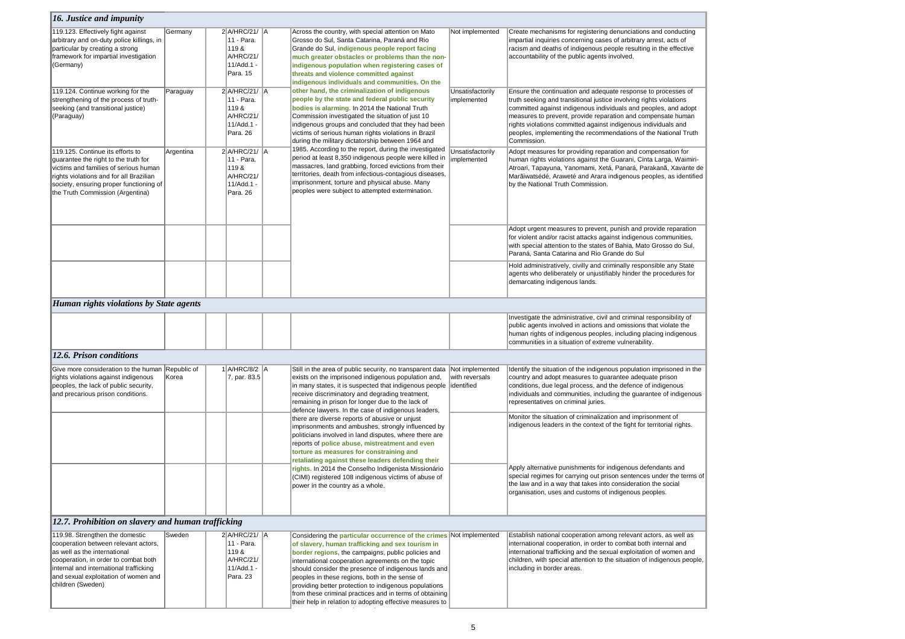| | | | | | | | |
|---|---|---|---|---|---|---|---|
| ***16. Justice and impunity*** | | | | | | | |
| 119.123. Effectively fight against arbitrary and on-duty police killings, in particular by creating a strong framework for impartial investigation (Germany) | Germany | 2 | A/HRC/21/ 11 - Para. 119 & A/HRC/21/ 11/Add.1 - Para. 15 | A | Across the country, with special attention on Mato Grosso do Sul, Santa Catarina, Paraná and Rio Grande do Sul, indigenous people report facing much greater obstacles or problems than the non-indigenous population when registering cases of threats and violence committed against indigenous individuals and communities. On the other hand, the criminalization of indigenous people by the state and federal public security bodies is alarming. In 2014 the National Truth Commission investigated the situation of just 10 indigenous groups and concluded that they had been victims of serious human rights violations in Brazil during the military dictatorship between 1964 and 1985. According to the report, during the investigated period at least 8,350 indigenous people were killed in massacres, land grabbing, forced evictions from their territories, death from infectious-contagious diseases, imprisonment, torture and physical abuse. Many peoples were subject to attempted extermination. | Not implemented | Create mechanisms for registering denunciations and conducting impartial inquiries concerning cases of arbitrary arrest, acts of racism and deaths of indigenous people resulting in the effective accountability of the public agents involved. |
| 119.124. Continue working for the strengthening of the process of truth-seeking (and transitional justice) (Paraguay) | Paraguay | 2 | A/HRC/21/ 11 - Para. 119 & A/HRC/21/ 11/Add.1 - Para. 26 | A | | Unsatisfactorily implemented | Ensure the continuation and adequate response to processes of truth seeking and transitional justice involving rights violations committed against indigenous individuals and peoples, and adopt measures to prevent, provide reparation and compensate human rights violations committed against indigenous individuals and peoples, implementing the recommendations of the National Truth Commission. |
| 119.125. Continue its efforts to guarantee the right to the truth for victims and families of serious human rights violations and for all Brazilian society, ensuring proper functioning of the Truth Commission (Argentina) | Argentina | 2 | A/HRC/21/ 11 - Para. 119 & A/HRC/21/ 11/Add.1 - Para. 26 | A | | Unsatisfactorily implemented | Adopt measures for providing reparation and compensation for human rights violations against the Guarani, Cinta Larga, Waimiri-Atroari, Tapayuna, Yanomami, Xetá, Panará, Parakanã, Xavante de Marãiwatsédé, Araweté and Arara indigenous peoples, as identified by the National Truth Commission. |
| | | | | | | | Adopt urgent measures to prevent, punish and provide reparation for violent and/or racist attacks against indigenous communities, with special attention to the states of Bahia, Mato Grosso do Sul, Paraná, Santa Catarina and Rio Grande do Sul |
| | | | | | | | Hold administratively, civilly and criminally responsible any State agents who deliberately or unjustifiably hinder the procedures for demarcating indigenous lands. |
| ***Human rights violations by State agents*** | | | | | | | |
| | | | | | | | Investigate the administrative, civil and criminal responsibility of public agents involved in actions and omissions that violate the human rights of indigenous peoples, including placing indigenous communities in a situation of extreme vulnerability. |
| ***12.6. Prison conditions*** | | | | | | | |
| Give more consideration to the human rights violations against indigenous peoples, the lack of public security, and precarious prison conditions. | Republic of Korea | 1 | A/HRC/8/2 7, par. 83.5 | A | Still in the area of public security, no transparent data exists on the imprisoned indigenous population and, in many states, it is suspected that indigenous people receive discriminatory and degrading treatment, remaining in prison for longer due to the lack of defence lawyers. In the case of indigenous leaders, there are diverse reports of abusive or unjust imprisonments and ambushes, strongly influenced by politicians involved in land disputes, where there are reports of police abuse, mistreatment and even torture as measures for constraining and retaliating against these leaders defending their rights. In 2014 the Conselho Indigenista Missionário (CIMI) registered 108 indigenous victims of abuse of power in the country as a whole. | Not implemented with reversals identified | Identify the situation of the indigenous population imprisoned in the country and adopt measures to guarantee adequate prison conditions, due legal process, and the defence of indigenous individuals and communities, including the guarantee of indigenous representatives on criminal juries. |
| | | | | | | | Monitor the situation of criminalization and imprisonment of indigenous leaders in the context of the fight for territorial rights. |
| | | | | | | | Apply alternative punishments for indigenous defendants and special regimes for carrying out prison sentences under the terms of the law and in a way that takes into consideration the social organisation, uses and customs of indigenous peoples. |
| ***12.7. Prohibition on slavery and human trafficking*** | | | | | | | |
| 119.98. Strengthen the domestic cooperation between relevant actors, as well as the international cooperation, in order to combat both internal and international trafficking and sexual exploitation of women and children (Sweden) | Sweden | 2 | A/HRC/21/ 11 - Para. 119 & A/HRC/21/ 11/Add.1 - Para. 23 | A | Considering the particular occurrence of the crimes of slavery, human trafficking and sex tourism in border regions, the campaigns, public policies and international cooperation agreements on the topic should consider the presence of indigenous lands and peoples in these regions, both in the sense of providing better protection to indigenous populations from these criminal practices and in terms of obtaining their help in relation to adopting effective measures to | Not implemented | Establish national cooperation among relevant actors, as well as international cooperation, in order to combat both internal and international trafficking and the sexual exploitation of women and children, with special attention to the situation of indigenous people, including in border areas. |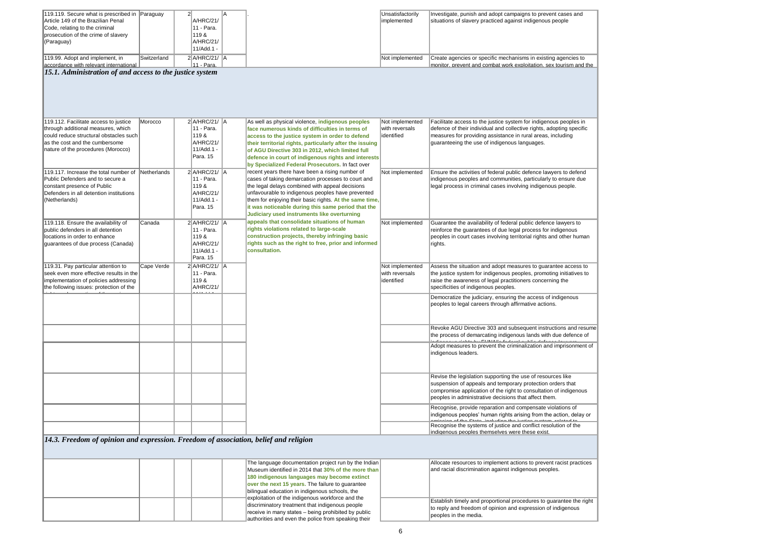| | | | | | | |
|---|---|---|---|---|---|---|
| 119.119. Secure what is prescribed in Article 149 of the Brazilian Penal Code, relating to the criminal prosecution of the crime of slavery (Paraguay) | Paraguay | 2 | A/HRC/21/ 11 - Para. 119 & A/HRC/21/ 11/Add.1 - | A | . | Unsatisfactorily implemented | Investigate, punish and adopt campaigns to prevent cases and situations of slavery practiced against indigenous people |
| 119.99. Adopt and implement, in accordance with relevant international | Switzerland | 2 | A/HRC/21/ 11 - Para. | A | | Not implemented | Create agencies or specific mechanisms in existing agencies to monitor, prevent and combat work exploitation, sex tourism and the |

## *15.1. Administration of and access to the justice system*

| | | | | | | | |
|---|---|---|---|---|---|---|---|
| 119.112. Facilitate access to justice through additional measures, which could reduce structural obstacles such as the cost and the cumbersome nature of the procedures (Morocco) | Morocco | 2 | A/HRC/21/ 11 - Para. 119 & A/HRC/21/ 11/Add.1 - Para. 15 | A | As well as physical violence, **indigenous peoples face numerous kinds of difficulties in terms of access to the justice system in order to defend their territorial rights, particularly after the issuing of AGU Directive 303 in 2012, which limited full defence in court of indigenous rights and interests by Specialized Federal Prosecutors.** In fact over recent years there have been a rising number of cases of taking demarcation processes to court and the legal delays combined with appeal decisions unfavourable to indigenous peoples have prevented them for enjoying their basic rights. **At the same time, it was noticeable during this same period that the Judiciary used instruments like overturning appeals that consolidate situations of human rights violations related to large-scale construction projects, thereby infringing basic rights such as the right to free, prior and informed consultation.** | Not implemented with reversals identified | Facilitate access to the justice system for indigenous peoples in defence of their individual and collective rights, adopting specific measures for providing assistance in rural areas, including guaranteeing the use of indigenous languages. |
| 119.117. Increase the total number of Public Defenders and to secure a constant presence of Public Defenders in all detention institutions (Netherlands) | Netherlands | 2 | A/HRC/21/ 11 - Para. 119 & A/HRC/21/ 11/Add.1 - Para. 15 | A | | Not implemented | Ensure the activities of federal public defence lawyers to defend indigenous peoples and communities, particularly to ensure due legal process in criminal cases involving indigenous people. |
| 119.118. Ensure the availability of public defenders in all detention locations in order to enhance guarantees of due process (Canada) | Canada | 2 | A/HRC/21/ 11 - Para. 119 & A/HRC/21/ 11/Add.1 - Para. 15 | A | | Not implemented | Guarantee the availability of federal public defence lawyers to reinforce the guarantees of due legal process for indigenous peoples in court cases involving territorial rights and other human rights. |
| 119.31. Pay particular attention to seek even more effective results in the implementation of policies addressing the following issues: protection of the | Cape Verde | 2 | A/HRC/21/ 11 - Para. 119 & A/HRC/21/ | A | | Not implemented with reversals identified | Assess the situation and adopt measures to guarantee access to the justice system for indigenous peoples, promoting initiatives to raise the awareness of legal practitioners concerning the specificities of indigenous peoples. |
| | | | | | | | Democratize the judiciary, ensuring the access of indigenous peoples to legal careers through affirmative actions. |
| | | | | | | | Revoke AGU Directive 303 and subsequent instructions and resume the process of demarcating indigenous lands with due defence of |
| | | | | | | | Adopt measures to prevent the criminalization and imprisonment of indigenous leaders. |
| | | | | | | | Revise the legislation supporting the use of resources like suspension of appeals and temporary protection orders that compromise application of the right to consultation of indigenous peoples in administrative decisions that affect them. |
| | | | | | | | Recognise, provide reparation and compensate violations of indigenous peoples' human rights arising from the action, delay or |
| | | | | | | | Recognise the systems of justice and conflict resolution of the indigenous peoples themselves were these exist. |

## *14.3. Freedom of opinion and expression. Freedom of association, belief and religion*

| | | | | | | | |
|---|---|---|---|---|---|---|---|
| | | | | | The language documentation project run by the Indian Museum identified in 2014 that **30% of the more than 180 indigenous languages may become extinct over the next 15 years.** The failure to guarantee bilingual education in indigenous schools, the exploitation of the indigenous workforce and the discriminatory treatment that indigenous people receive in many states – being prohibited by public authorities and even the police from speaking their | | Allocate resources to implement actions to prevent racist practices and racial discrimination against indigenous peoples. |
| | | | | | | | Establish timely and proportional procedures to guarantee the right to reply and freedom of opinion and expression of indigenous peoples in the media. |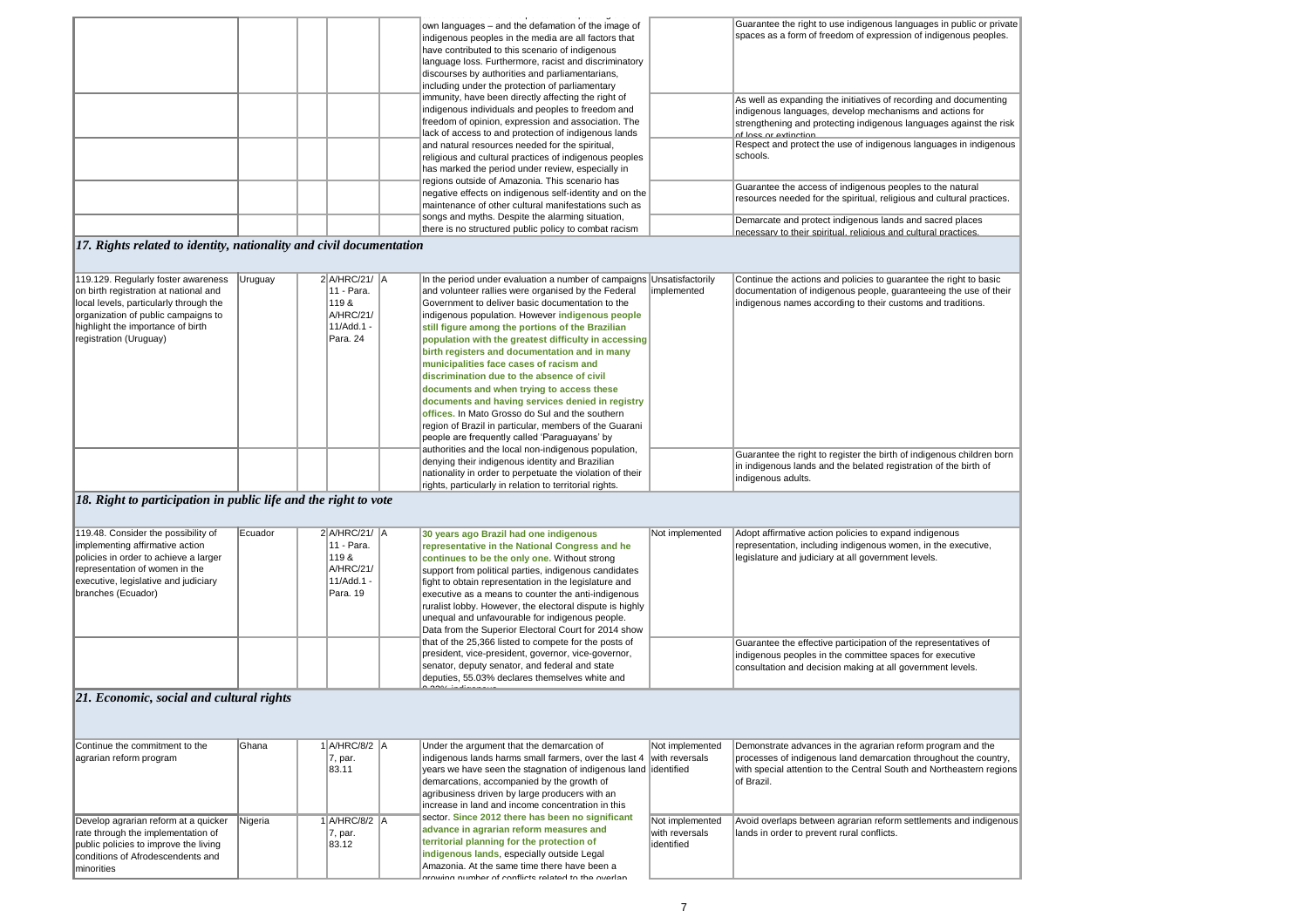| | | | | | own languages – and the defamation of the image of indigenous peoples in the media are all factors that have contributed to this scenario of indigenous language loss. Furthermore, racist and discriminatory discourses by authorities and parliamentarians, including under the protection of parliamentary immunity, have been directly affecting the right of indigenous individuals and peoples to freedom and freedom of opinion, expression and association. The lack of access to and protection of indigenous lands and natural resources needed for the spiritual, religious and cultural practices of indigenous peoples has marked the period under review, especially in regions outside of Amazonia. This scenario has negative effects on indigenous self-identity and on the maintenance of other cultural manifestations such as songs and myths. Despite the alarming situation, there is no structured public policy to combat racism | | Guarantee the right to use indigenous languages in public or private spaces as a form of freedom of expression of indigenous peoples. |
|---|---|---|---|---|---|---|---|
| | | | | | | | As well as expanding the initiatives of recording and documenting indigenous languages, develop mechanisms and actions for strengthening and protecting indigenous languages against the risk of loss or extinction. |
| | | | | | | | Respect and protect the use of indigenous languages in indigenous schools. |
| | | | | | | | Guarantee the access of indigenous peoples to the natural resources needed for the spiritual, religious and cultural practices. |
| | | | | | | | Demarcate and protect indigenous lands and sacred places necessary to their spiritual, religious and cultural practices. |

## *17. Rights related to identity, nationality and civil documentation*

| | | | | | | | |
|---|---|---|---|---|---|---|---|
| 119.129. Regularly foster awareness on birth registration at national and local levels, particularly through the organization of public campaigns to highlight the importance of birth registration (Uruguay) | Uruguay | 2 | A/HRC/21/ 11 - Para. 119 & A/HRC/21/ 11/Add.1 - Para. 24 | A | In the period under evaluation a number of campaigns and volunteer rallies were organised by the Federal Government to deliver basic documentation to the indigenous population. However **indigenous people still figure among the portions of the Brazilian population with the greatest difficulty in accessing birth registers and documentation and in many municipalities face cases of racism and discrimination due to the absence of civil documents and when trying to access these documents and having services denied in registry offices.** In Mato Grosso do Sul and the southern region of Brazil in particular, members of the Guarani people are frequently called 'Paraguayans' by authorities and the local non-indigenous population, denying their indigenous identity and Brazilian nationality in order to perpetuate the violation of their rights, particularly in relation to territorial rights. | Unsatisfactorily implemented | Continue the actions and policies to guarantee the right to basic documentation of indigenous people, guaranteeing the use of their indigenous names according to their customs and traditions. |
| | | | | | | | Guarantee the right to register the birth of indigenous children born in indigenous lands and the belated registration of the birth of indigenous adults. |

## *18. Right to participation in public life and the right to vote*

| | | | | | | | |
|---|---|---|---|---|---|---|---|
| 119.48. Consider the possibility of implementing affirmative action policies in order to achieve a larger representation of women in the executive, legislative and judiciary branches (Ecuador) | Ecuador | 2 | A/HRC/21/ 11 - Para. 119 & A/HRC/21/ 11/Add.1 - Para. 19 | A | **30 years ago Brazil had one indigenous representative in the National Congress and he continues to be the only one.** Without strong support from political parties, indigenous candidates fight to obtain representation in the legislature and executive as a means to counter the anti-indigenous ruralist lobby. However, the electoral dispute is highly unequal and unfavourable for indigenous people. Data from the Superior Electoral Court for 2014 show that of the 25,366 listed to compete for the posts of president, vice-president, governor, vice-governor, senator, deputy senator, and federal and state deputies, 55.03% declares themselves white and 0.33% indigenous. | Not implemented | Adopt affirmative action policies to expand indigenous representation, including indigenous women, in the executive, legislature and judiciary at all government levels. |
| | | | | | | | Guarantee the effective participation of the representatives of indigenous peoples in the committee spaces for executive consultation and decision making at all government levels. |

## *21. Economic, social and cultural rights*

| | | | | | | | |
|---|---|---|---|---|---|---|---|
| Continue the commitment to the agrarian reform program | Ghana | 1 | A/HRC/8/ 7, par. 83.11 | A | Under the argument that the demarcation of indigenous lands harms small farmers, over the last 4 years we have seen the stagnation of indigenous land demarcations, accompanied by the growth of agribusiness driven by large producers with an increase in land and income concentration in this sector. **Since 2012 there has been no significant advance in agrarian reform measures and territorial planning for the protection of indigenous lands**, especially outside Legal Amazonia. At the same time there have been a growing number of conflicts related to the overlap | Not implemented with reversals identified | Demonstrate advances in the agrarian reform program and the processes of indigenous land demarcation throughout the country, with special attention to the Central South and Northeastern regions of Brazil. |
| Develop agrarian reform at a quicker rate through the implementation of public policies to improve the living conditions of Afrodescendents and minorities | Nigeria | 1 | A/HRC/8/ 7, par. 83.12 | A | | Not implemented with reversals identified | Avoid overlaps between agrarian reform settlements and indigenous lands in order to prevent rural conflicts. |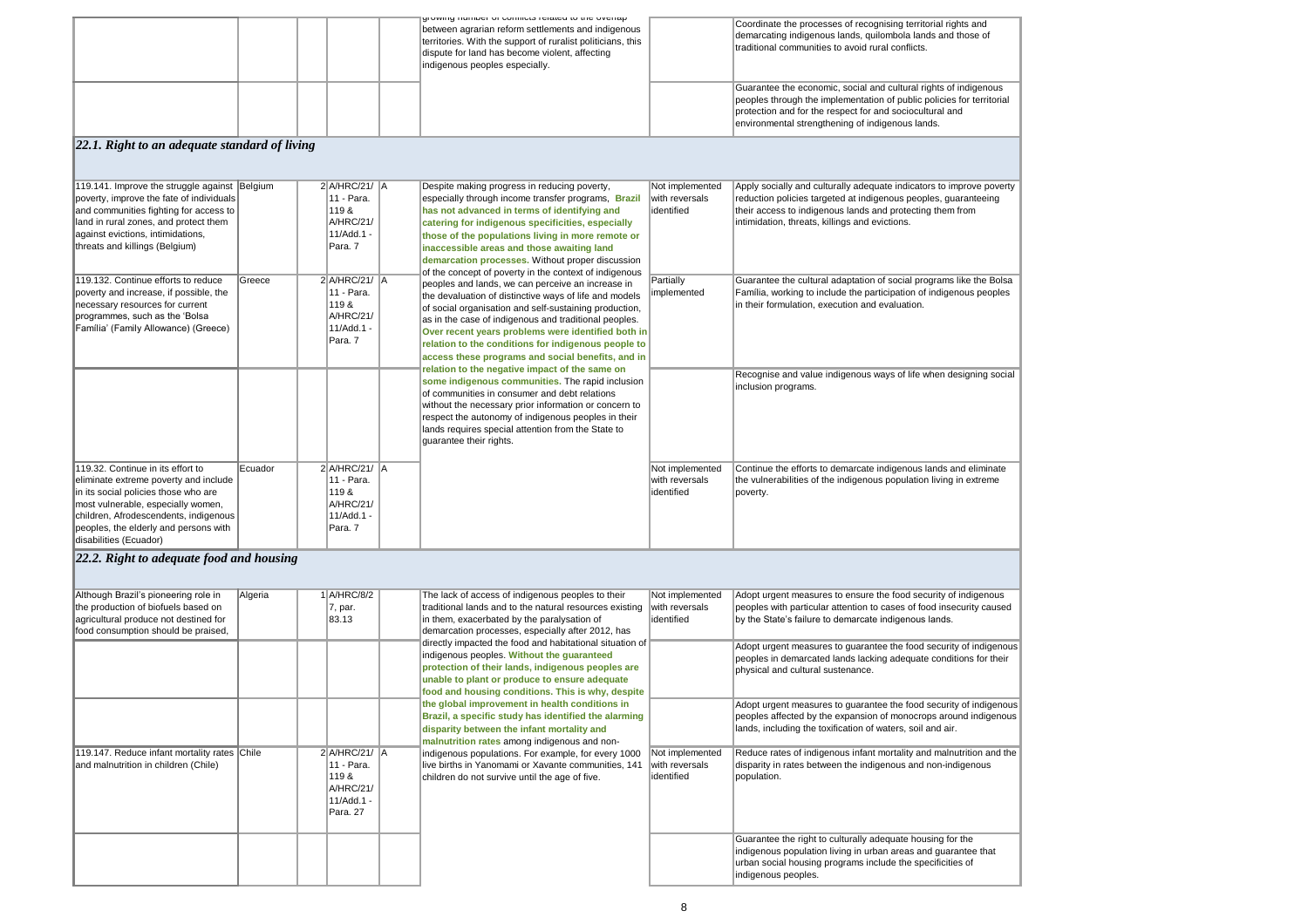| | | | | | growing number of conflicts related to the overlap between agrarian reform settlements and indigenous territories. With the support of ruralist politicians, this dispute for land has become violent, affecting indigenous peoples especially. | | Coordinate the processes of recognising territorial rights and demarcating indigenous lands, quilombola lands and those of traditional communities to avoid rural conflicts. |
|---|---|---|---|---|---|---|---|
| | | | | | | | Guarantee the economic, social and cultural rights of indigenous peoples through the implementation of public policies for territorial protection and for the respect for and sociocultural and environmental strengthening of indigenous lands. |

## *22.1. Right to an adequate standard of living*

| | | | | | | | |
|---|---|---|---|---|---|---|---|
| 119.141. Improve the struggle against poverty, improve the fate of individuals and communities fighting for access to land in rural zones, and protect them against evictions, intimidations, threats and killings (Belgium) | Belgium | 2 | A/HRC/21/ 11 - Para. 119 & A/HRC/21/ 11/Add.1 - Para. 7 | A | Despite making progress in reducing poverty, especially through income transfer programs, **Brazil has not advanced in terms of identifying and catering for indigenous specificities, especially those of the populations living in more remote or inaccessible areas and those awaiting land demarcation processes.** Without proper discussion of the concept of poverty in the context of indigenous peoples and lands, we can perceive an increase in the devaluation of distinctive ways of life and models of social organisation and self-sustaining production, as in the case of indigenous and traditional peoples. **Over recent years problems were identified both in relation to the conditions for indigenous people to access these programs and social benefits, and in relation to the negative impact of the same on some indigenous communities.** The rapid inclusion of communities in consumer and debt relations without the necessary prior information or concern to respect the autonomy of indigenous peoples in their lands requires special attention from the State to guarantee their rights. | Not implemented with reversals identified | Apply socially and culturally adequate indicators to improve poverty reduction policies targeted at indigenous peoples, guaranteeing their access to indigenous lands and protecting them from intimidation, threats, killings and evictions. |
| 119.132. Continue efforts to reduce poverty and increase, if possible, the necessary resources for current programmes, such as the 'Bolsa Família' (Family Allowance) (Greece) | Greece | 2 | A/HRC/21/ 11 - Para. 119 & A/HRC/21/ 11/Add.1 - Para. 7 | A | | Partially implemented | Guarantee the cultural adaptation of social programs like the Bolsa Família, working to include the participation of indigenous peoples in their formulation, execution and evaluation. |
| | | | | | | | Recognise and value indigenous ways of life when designing social inclusion programs. |
| 119.32. Continue in its effort to eliminate extreme poverty and include in its social policies those who are most vulnerable, especially women, children, Afrodescendents, indigenous peoples, the elderly and persons with disabilities (Ecuador) | Ecuador | 2 | A/HRC/21/ 11 - Para. 119 & A/HRC/21/ 11/Add.1 - Para. 7 | A | | Not implemented with reversals identified | Continue the efforts to demarcate indigenous lands and eliminate the vulnerabilities of the indigenous population living in extreme poverty. |

## *22.2. Right to adequate food and housing*

| | | | | | | | |
|---|---|---|---|---|---|---|---|
| Although Brazil's pioneering role in the production of biofuels based on agricultural produce not destined for food consumption should be praised, | Algeria | 1 | A/HRC/8/2 7, par. 83.13 | | The lack of access of indigenous peoples to their traditional lands and to the natural resources existing in them, exacerbated by the paralysation of demarcation processes, especially after 2012, has directly impacted the food and habitational situation of indigenous peoples. **Without the guaranteed protection of their lands, indigenous peoples are unable to plant or produce to ensure adequate food and housing conditions. This is why, despite the global improvement in health conditions in Brazil, a specific study has identified the alarming disparity between the infant mortality and malnutrition rates** among indigenous and non-indigenous populations. For example, for every 1000 live births in Yanomami or Xavante communities, 141 children do not survive until the age of five. | Not implemented with reversals identified | Adopt urgent measures to ensure the food security of indigenous peoples with particular attention to cases of food insecurity caused by the State's failure to demarcate indigenous lands. |
| | | | | | | | Adopt urgent measures to guarantee the food security of indigenous peoples in demarcated lands lacking adequate conditions for their physical and cultural sustenance. |
| | | | | | | | Adopt urgent measures to guarantee the food security of indigenous peoples affected by the expansion of monocrops around indigenous lands, including the toxification of waters, soil and air. |
| 119.147. Reduce infant mortality rates and malnutrition in children (Chile) | Chile | 2 | A/HRC/21/ 11 - Para. 119 & A/HRC/21/ 11/Add.1 - Para. 27 | A | | Not implemented with reversals identified | Reduce rates of indigenous infant mortality and malnutrition and the disparity in rates between the indigenous and non-indigenous population. |
| | | | | | | | Guarantee the right to culturally adequate housing for the indigenous population living in urban areas and guarantee that urban social housing programs include the specificities of indigenous peoples. |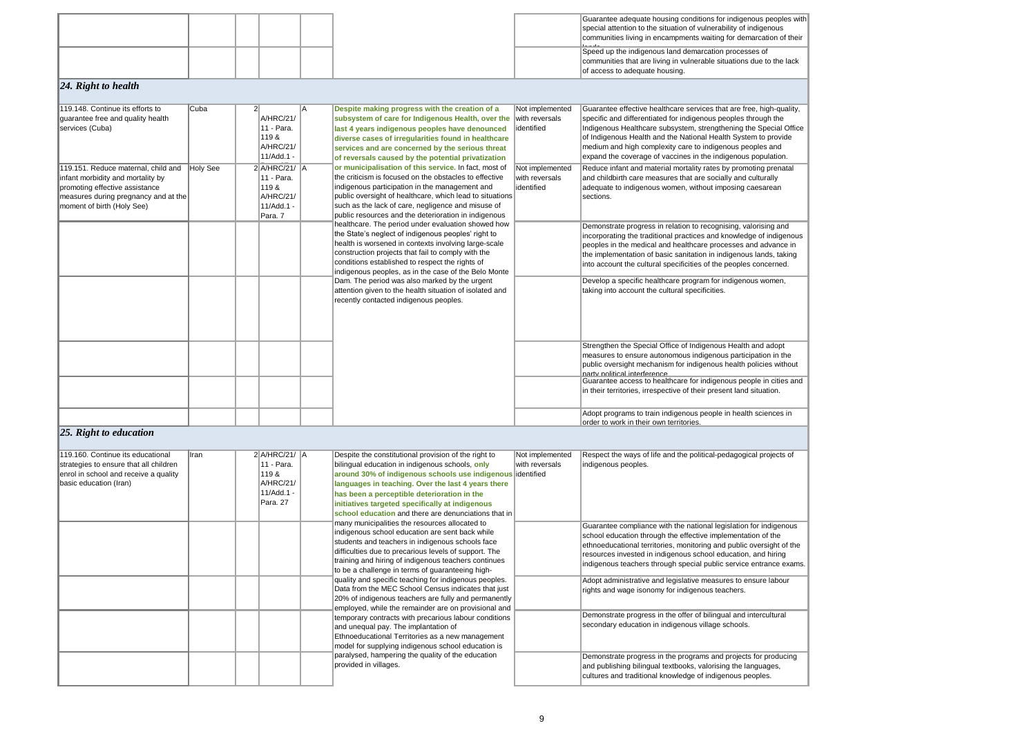| Recommendation | Recommending State | Cycle | Source | Position | Assessment | Implementation level | Recommendations |
|---|---|---|---|---|---|---|---|
| | | | | | | | Guarantee adequate housing conditions for indigenous peoples with special attention to the situation of vulnerability of indigenous communities living in encampments waiting for demarcation of their lands. |
| | | | | | | | Speed up the indigenous land demarcation processes of communities that are living in vulnerable situations due to the lack of access to adequate housing. |

## 24. Right to health

| Recommendation | Recommending State | Cycle | Source | Position | Assessment | Implementation level | Recommendations |
|---|---|---|---|---|---|---|---|
| 119.148. Continue its efforts to guarantee free and quality health services (Cuba) | Cuba | 2 | A/HRC/21/ 11 - Para. 119 & A/HRC/21/ 11/Add.1 - | A | **Despite making progress with the creation of a subsystem of care for Indigenous Health, over the last 4 years indigenous peoples have denounced diverse cases of irregularities found in healthcare services and are concerned by the serious threat of reversals caused by the potential privatization or municipalisation of this service.** In fact, most of the criticism is focused on the obstacles to effective indigenous participation in the management and public oversight of healthcare, which lead to situations such as the lack of care, negligence and misuse of public resources and the deterioration in indigenous healthcare. The period under evaluation showed how the State's neglect of indigenous peoples' right to health is worsened in contexts involving large-scale construction projects that fail to comply with the conditions established to respect the rights of indigenous peoples, as in the case of the Belo Monte Dam. The period was also marked by the urgent attention given to the health situation of isolated and recently contacted indigenous peoples. | Not implemented with reversals identified | Guarantee effective healthcare services that are free, high-quality, specific and differentiated for indigenous peoples through the Indigenous Healthcare subsystem, strengthening the Special Office of Indigenous Health and the National Health System to provide medium and high complexity care to indigenous peoples and expand the coverage of vaccines in the indigenous population. |
| 119.151. Reduce maternal, child and infant morbidity and mortality by promoting effective assistance measures during pregnancy and at the moment of birth (Holy See) | Holy See | 2 | A/HRC/21/ 11 - Para. 119 & A/HRC/21/ 11/Add.1 - Para. 7 | A | | Not implemented with reversals identified | Reduce infant and material mortality rates by promoting prenatal and childbirth care measures that are socially and culturally adequate to indigenous women, without imposing caesarean sections. |
| | | | | | | | Demonstrate progress in relation to recognising, valorising and incorporating the traditional practices and knowledge of indigenous peoples in the medical and healthcare processes and advance in the implementation of basic sanitation in indigenous lands, taking into account the cultural specificities of the peoples concerned. |
| | | | | | | | Develop a specific healthcare program for indigenous women, taking into account the cultural specificities. |
| | | | | | | | Strengthen the Special Office of Indigenous Health and adopt measures to ensure autonomous indigenous participation in the public oversight mechanism for indigenous health policies without party political interference. |
| | | | | | | | Guarantee access to healthcare for indigenous people in cities and in their territories, irrespective of their present land situation. |
| | | | | | | | Adopt programs to train indigenous people in health sciences in order to work in their own territories. |

## 25. Right to education

| Recommendation | Recommending State | Cycle | Source | Position | Assessment | Implementation level | Recommendations |
|---|---|---|---|---|---|---|---|
| 119.160. Continue its educational strategies to ensure that all children enrol in school and receive a quality basic education (Iran) | Iran | 2 | A/HRC/21/ 11 - Para. 119 & A/HRC/21/ 11/Add.1 - Para. 27 | A | Despite the constitutional provision of the right to bilingual education in indigenous schools, **only around 30% of indigenous schools use indigenous languages in teaching. Over the last 4 years there has been a perceptible deterioration in the initiatives targeted specifically at indigenous school education** and there are denunciations that in many municipalities the resources allocated to indigenous school education are sent back while students and teachers in indigenous schools face difficulties due to precarious levels of support. The training and hiring of indigenous teachers continues to be a challenge in terms of guaranteeing high-quality and specific teaching for indigenous peoples. Data from the MEC School Census indicates that just 20% of indigenous teachers are fully and permanently employed, while the remainder are on provisional and temporary contracts with precarious labour conditions and unequal pay. The implantation of Ethnoeducational Territories as a new management model for supplying indigenous school education is paralysed, hampering the quality of the education provided in villages. | Not implemented with reversals identified | Respect the ways of life and the political-pedagogical projects of indigenous peoples. |
| | | | | | | | Guarantee compliance with the national legislation for indigenous school education through the effective implementation of the ethnoeducational territories, monitoring and public oversight of the resources invested in indigenous school education, and hiring indigenous teachers through special public service entrance exams. |
| | | | | | | | Adopt administrative and legislative measures to ensure labour rights and wage isonomy for indigenous teachers. |
| | | | | | | | Demonstrate progress in the offer of bilingual and intercultural secondary education in indigenous village schools. |
| | | | | | | | Demonstrate progress in the programs and projects for producing and publishing bilingual textbooks, valorising the languages, cultures and traditional knowledge of indigenous peoples. |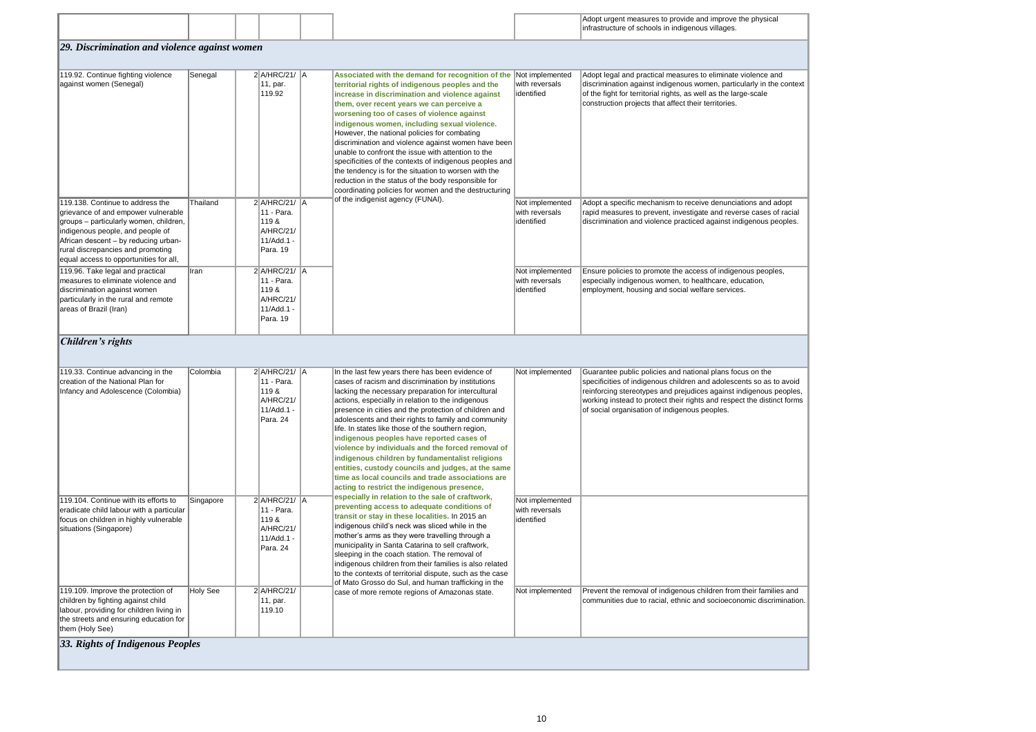| | | | | | | | Adopt urgent measures to provide and improve the physical infrastructure of schools in indigenous villages. |
|---|---|---|---|---|---|---|---|
| ***29. Discrimination and violence against women*** | | | | | | | |
| 119.92. Continue fighting violence against women (Senegal) | Senegal | 2 | A/HRC/21/ 11, par. 119.92 | A | **Associated with the demand for recognition of the territorial rights of indigenous peoples and the increase in discrimination and violence against them, over recent years we can perceive a worsening too of cases of violence against indigenous women, including sexual violence.** However, the national policies for combating discrimination and violence against women have been unable to confront the issue with attention to the specificities of the contexts of indigenous peoples and the tendency is for the situation to worsen with the reduction in the status of the body responsible for coordinating policies for women and the destructuring of the indigenist agency (FUNAI). | Not implemented with reversals identified | Adopt legal and practical measures to eliminate violence and discrimination against indigenous women, particularly in the context of the fight for territorial rights, as well as the large-scale construction projects that affect their territories. |
| 119.138. Continue to address the grievance of and empower vulnerable groups – particularly women, children, indigenous people, and people of African descent – by reducing urban-rural discrepancies and promoting equal access to opportunities for all, | Thailand | 2 | A/HRC/21/ 11 - Para. 119 & A/HRC/21/ 11/Add.1 - Para. 19 | A | | Not implemented with reversals identified | Adopt a specific mechanism to receive denunciations and adopt rapid measures to prevent, investigate and reverse cases of racial discrimination and violence practiced against indigenous peoples. |
| 119.96. Take legal and practical measures to eliminate violence and discrimination against women particularly in the rural and remote areas of Brazil (Iran) | Iran | 2 | A/HRC/21/ 11 - Para. 119 & A/HRC/21/ 11/Add.1 - Para. 19 | A | | Not implemented with reversals identified | Ensure policies to promote the access of indigenous peoples, especially indigenous women, to healthcare, education, employment, housing and social welfare services. |
| ***Children's rights*** | | | | | | | |
| 119.33. Continue advancing in the creation of the National Plan for Infancy and Adolescence (Colombia) | Colombia | 2 | A/HRC/21/ 11 - Para. 119 & A/HRC/21/ 11/Add.1 - Para. 24 | A | In the last few years there has been evidence of cases of racism and discrimination by institutions lacking the necessary preparation for intercultural actions, especially in relation to the indigenous presence in cities and the protection of children and adolescents and their rights to family and community life. In states like those of the southern region, **indigenous peoples have reported cases of violence by individuals and the forced removal of indigenous children by fundamentalist religions entities, custody councils and judges, at the same time as local councils and trade associations are acting to restrict the indigenous presence, especially in relation to the sale of craftwork, preventing access to adequate conditions of transit or stay in these localities.** In 2015 an indigenous child's neck was sliced while in the mother's arms as they were travelling through a municipality in Santa Catarina to sell craftwork, sleeping in the coach station. The removal of indigenous children from their families is also related to the contexts of territorial dispute, such as the case of Mato Grosso do Sul, and human trafficking in the case of more remote regions of Amazonas state. | Not implemented | Guarantee public policies and national plans focus on the specificities of indigenous children and adolescents so as to avoid reinforcing stereotypes and prejudices against indigenous peoples, working instead to protect their rights and respect the distinct forms of social organisation of indigenous peoples. |
| 119.104. Continue with its efforts to eradicate child labour with a particular focus on children in highly vulnerable situations (Singapore) | Singapore | 2 | A/HRC/21/ 11 - Para. 119 & A/HRC/21/ 11/Add.1 - Para. 24 | A | | Not implemented with reversals identified | |
| 119.109. Improve the protection of children by fighting against child labour, providing for children living in the streets and ensuring education for them (Holy See) | Holy See | 2 | A/HRC/21/ 11, par. 119.10 | | | Not implemented | Prevent the removal of indigenous children from their families and communities due to racial, ethnic and socioeconomic discrimination. |
| ***33. Rights of Indigenous Peoples*** | | | | | | | |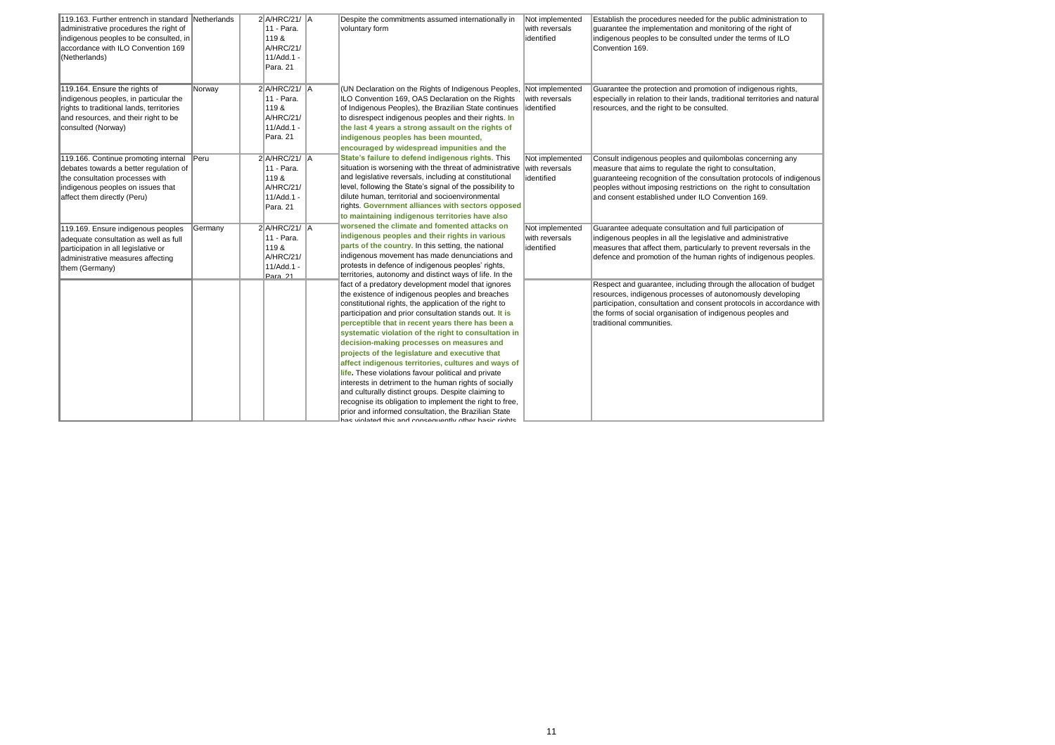| | | | | | | | |
|---|---|---|---|---|---|---|---|
| 119.163. Further entrench in standard administrative procedures the right of indigenous peoples to be consulted, in accordance with ILO Convention 169 (Netherlands) | Netherlands | 2 | A/HRC/21/ 11 - Para. 119 & A/HRC/21/ 11/Add.1 - Para. 21 | A | Despite the commitments assumed internationally in voluntary form (UN Declaration on the Rights of Indigenous Peoples, ILO Convention 169, OAS Declaration on the Rights of Indigenous Peoples), the Brazilian State continues to disrespect indigenous peoples and their rights. **In the last 4 years a strong assault on the rights of indigenous peoples has been mounted, encouraged by widespread impunities and the State's failure to defend indigenous rights.** This situation is worsening with the threat of administrative and legislative reversals, including at constitutional level, following the State's signal of the possibility to dilute human, territorial and socioenvironmental rights. **Government alliances with sectors opposed to maintaining indigenous territories have also worsened the climate and fomented attacks on indigenous peoples and their rights in various parts of the country.** In this setting, the national indigenous movement has made denunciations and protests in defence of indigenous peoples' rights, territories, autonomy and distinct ways of life. In the fact of a predatory development model that ignores the existence of indigenous peoples and breaches constitutional rights, the application of the right to participation and prior consultation stands out. **It is perceptible that in recent years there has been a systematic violation of the right to consultation in decision-making processes on measures and projects of the legislature and executive that affect indigenous territories, cultures and ways of life.** These violations favour political and private interests in detriment to the human rights of socially and culturally distinct groups. Despite claiming to recognise its obligation to implement the right to free, prior and informed consultation, the Brazilian State has violated this and consequently other basic rights | Not implemented with reversals identified | Establish the procedures needed for the public administration to guarantee the implementation and monitoring of the right of indigenous peoples to be consulted under the terms of ILO Convention 169. |
| 119.164. Ensure the rights of indigenous peoples, in particular the rights to traditional lands, territories and resources, and their right to be consulted (Norway) | Norway | 2 | A/HRC/21/ 11 - Para. 119 & A/HRC/21/ 11/Add.1 - Para. 21 | A | | Not implemented with reversals identified | Guarantee the protection and promotion of indigenous rights, especially in relation to their lands, traditional territories and natural resources, and the right to be consulted. |
| 119.166. Continue promoting internal debates towards a better regulation of the consultation processes with indigenous peoples on issues that affect them directly (Peru) | Peru | 2 | A/HRC/21/ 11 - Para. 119 & A/HRC/21/ 11/Add.1 - Para. 21 | A | | Not implemented with reversals identified | Consult indigenous peoples and quilombolas concerning any measure that aims to regulate the right to consultation, guaranteeing recognition of the consultation protocols of indigenous peoples without imposing restrictions on the right to consultation and consent established under ILO Convention 169. |
| 119.169. Ensure indigenous peoples adequate consultation as well as full participation in all legislative or administrative measures affecting them (Germany) | Germany | 2 | A/HRC/21/ 11 - Para. 119 & A/HRC/21/ 11/Add.1 - Para. 21 | A | | Not implemented with reversals identified | Guarantee adequate consultation and full participation of indigenous peoples in all the legislative and administrative measures that affect them, particularly to prevent reversals in the defence and promotion of the human rights of indigenous peoples. |
| | | | | | | | Respect and guarantee, including through the allocation of budget resources, indigenous processes of autonomously developing participation, consultation and consent protocols in accordance with the forms of social organisation of indigenous peoples and traditional communities. |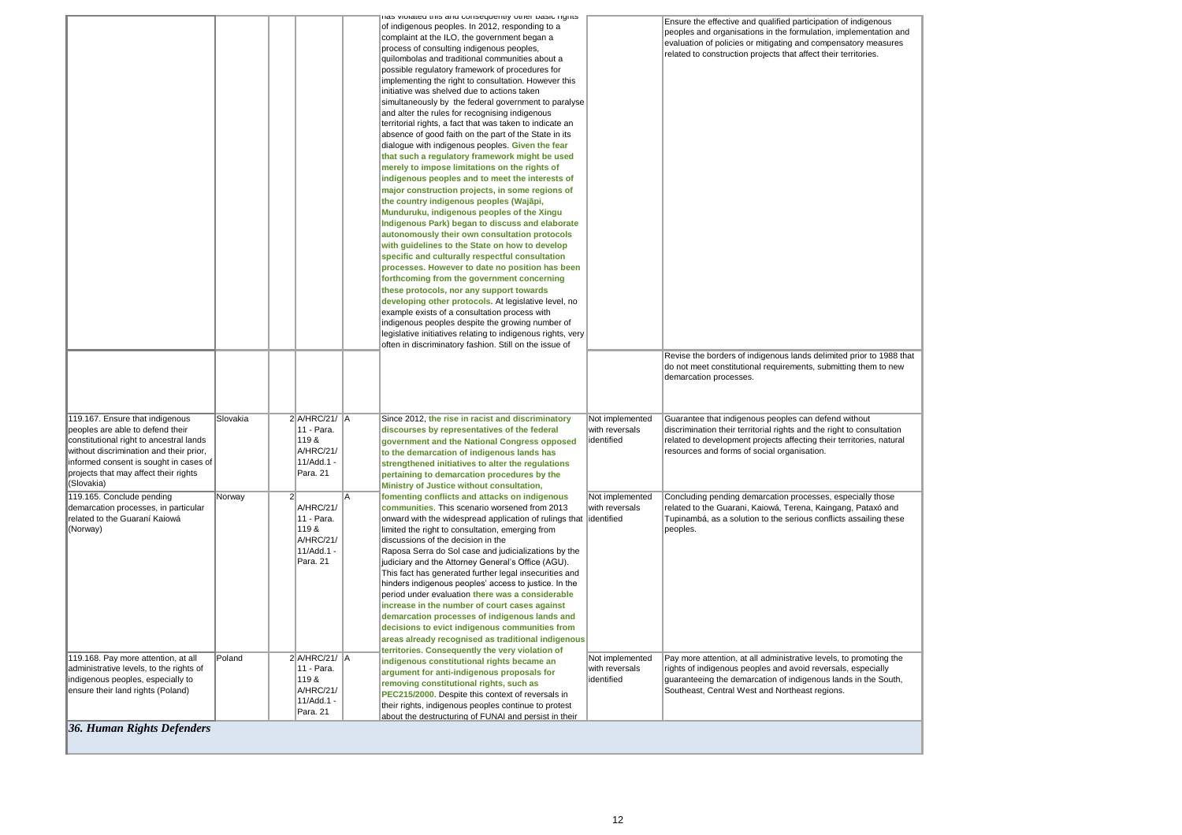| Recommendation | State | Cycle | Document | Response | Assessment | Status | Proposed recommendation |
|---|---|---|---|---|---|---|---|
| | | | | | has violated this and consequently other basic rights of indigenous peoples. In 2012, responding to a complaint at the ILO, the government began a process of consulting indigenous peoples, quilombolas and traditional communities about a possible regulatory framework of procedures for implementing the right to consultation. However this initiative was shelved due to actions taken simultaneously by the federal government to paralyse and alter the rules for recognising indigenous territorial rights, a fact that was taken to indicate an absence of good faith on the part of the State in its dialogue with indigenous peoples. **Given the fear that such a regulatory framework might be used merely to impose limitations on the rights of indigenous peoples and to meet the interests of major construction projects, in some regions of the country indigenous peoples (Wajãpi, Munduruku, indigenous peoples of the Xingu Indigenous Park) began to discuss and elaborate autonomously their own consultation protocols with guidelines to the State on how to develop specific and culturally respectful consultation processes. However to date no position has been forthcoming from the government concerning these protocols, nor any support towards developing other protocols.** At legislative level, no example exists of a consultation process with indigenous peoples despite the growing number of legislative initiatives relating to indigenous rights, very often in discriminatory fashion. Still on the issue of | | Ensure the effective and qualified participation of indigenous peoples and organisations in the formulation, implementation and evaluation of policies or mitigating and compensatory measures related to construction projects that affect their territories. |
| | | | | | | | Revise the borders of indigenous lands delimited prior to 1988 that do not meet constitutional requirements, submitting them to new demarcation processes. |
| 119.167. Ensure that indigenous peoples are able to defend their constitutional right to ancestral lands without discrimination and their prior, informed consent is sought in cases of projects that may affect their rights (Slovakia) | Slovakia | 2 | A/HRC/21/ 11 - Para. 119 & A/HRC/21/ 11/Add.1 - Para. 21 | A | Since 2012, **the rise in racist and discriminatory discourses by representatives of the federal government and the National Congress opposed to the demarcation of indigenous lands has strengthened initiatives to alter the regulations pertaining to demarcation procedures by the Ministry of Justice without consultation, fomenting conflicts and attacks on indigenous communities**. This scenario worsened from 2013 onward with the widespread application of rulings that limited the right to consultation, emerging from discussions of the decision in the Raposa Serra do Sol case and judicializations by the judiciary and the Attorney General's Office (AGU). This fact has generated further legal insecurities and hinders indigenous peoples' access to justice. In the period under evaluation **there was a considerable increase in the number of court cases against demarcation processes of indigenous lands and decisions to evict indigenous communities from areas already recognised as traditional indigenous territories. Consequently the very violation of indigenous constitutional rights became an argument for anti-indigenous proposals for removing constitutional rights, such as PEC215/2000**. Despite this context of reversals in their rights, indigenous peoples continue to protest about the destructuring of FUNAI and persist in their | Not implemented with reversals identified | Guarantee that indigenous peoples can defend without discrimination their territorial rights and the right to consultation related to development projects affecting their territories, natural resources and forms of social organisation. |
| 119.165. Conclude pending demarcation processes, in particular related to the Guaraní Kaiowá (Norway) | Norway | 2 | A/HRC/21/ 11 - Para. 119 & A/HRC/21/ 11/Add.1 - Para. 21 | A | | Not implemented with reversals identified | Concluding pending demarcation processes, especially those related to the Guarani, Kaiowá, Terena, Kaingang, Pataxó and Tupinambá, as a solution to the serious conflicts assailing these peoples. |
| 119.168. Pay more attention, at all administrative levels, to the rights of indigenous peoples, especially to ensure their land rights (Poland) | Poland | 2 | A/HRC/21/ 11 - Para. 119 & A/HRC/21/ 11/Add.1 - Para. 21 | A | | Not implemented with reversals identified | Pay more attention, at all administrative levels, to promoting the rights of indigenous peoples and avoid reversals, especially guaranteeing the demarcation of indigenous lands in the South, Southeast, Central West and Northeast regions. |

### *36. Human Rights Defenders*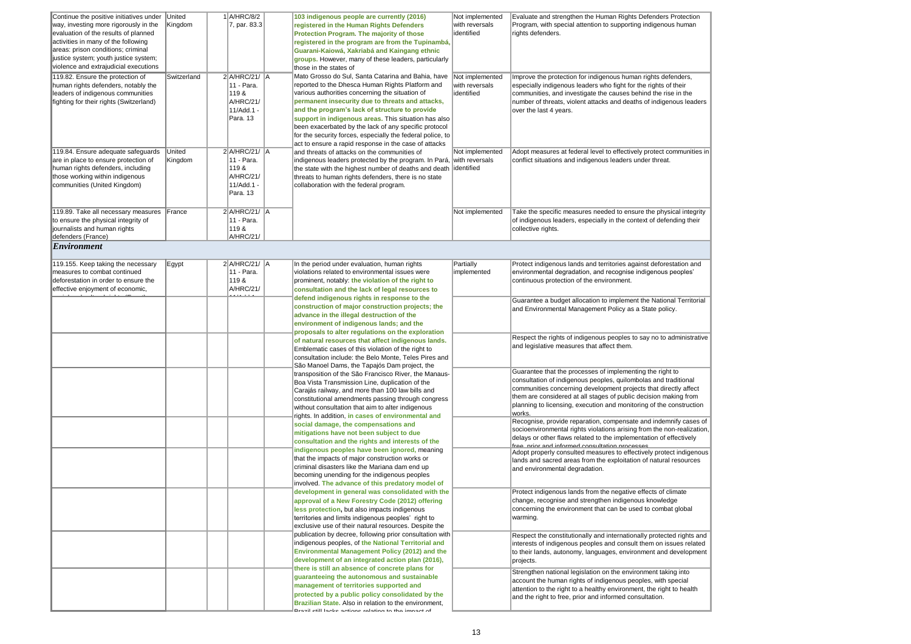| | | | | | | |
|---|---|---|---|---|---|---|
| Continue the positive initiatives under way, investing more rigorously in the evaluation of the results of planned activities in many of the following areas: prison conditions; criminal justice system; youth justice system; violence and extrajudicial executions | United Kingdom | 1 | A/HRC/8/27, par. 83.3 | | **103 indigenous people are currently (2016) registered in the Human Rights Defenders Protection Program. The majority of those registered in the program are from the Tupinambá, Guarani-Kaiowá, Xakriabá and Kaingang ethnic groups.** However, many of these leaders, particularly those in the states of Mato Grosso do Sul, Santa Catarina and Bahia, have reported to the Dhesca Human Rights Platform and various authorities concerning the situation of **permanent insecurity due to threats and attacks, and the program's lack of structure to provide support in indigenous areas.** This situation has also been exacerbated by the lack of any specific protocol for the security forces, especially the federal police, to act to ensure a rapid response in the case of attacks and threats of attacks on the communities of indigenous leaders protected by the program. In Pará, the state with the highest number of deaths and death threats to human rights defenders, there is no state collaboration with the federal program. | Not implemented with reversals identified | Evaluate and strengthen the Human Rights Defenders Protection Program, with special attention to supporting indigenous human rights defenders. |
| 119.82. Ensure the protection of human rights defenders, notably the leaders of indigenous communities fighting for their rights (Switzerland) | Switzerland | 2 | A/HRC/21/11 - Para. 119 & A/HRC/21/11/Add.1 - Para. 13 | A | | Not implemented with reversals identified | Improve the protection for indigenous human rights defenders, especially indigenous leaders who fight for the rights of their communities, and investigate the causes behind the rise in the number of threats, violent attacks and deaths of indigenous leaders over the last 4 years. |
| 119.84. Ensure adequate safeguards are in place to ensure protection of human rights defenders, including those working within indigenous communities (United Kingdom) | United Kingdom | 2 | A/HRC/21/11 - Para. 119 & A/HRC/21/11/Add.1 - Para. 13 | A | | Not implemented with reversals identified | Adopt measures at federal level to effectively protect communities in conflict situations and indigenous leaders under threat. |
| 119.89. Take all necessary measures to ensure the physical integrity of journalists and human rights defenders (France) | France | 2 | A/HRC/21/11 - Para. 119 & A/HRC/21/ | A | | Not implemented | Take the specific measures needed to ensure the physical integrity of indigenous leaders, especially in the context of defending their collective rights. |
| ***Environment*** | | | | | | | |
| 119.155. Keep taking the necessary measures to combat continued deforestation in order to ensure the effective enjoyment of economic, | Egypt | 2 | A/HRC/21/11 - Para. 119 & A/HRC/21/ | A | In the period under evaluation, human rights violations related to environmental issues were prominent, notably: **the violation of the right to consultation and the lack of legal resources to defend indigenous rights in response to the construction of major construction projects; the advance in the illegal destruction of the environment of indigenous lands; and the proposals to alter regulations on the exploration of natural resources that affect indigenous lands.** Emblematic cases of this violation of the right to consultation include: the Belo Monte, Teles Pires and São Manoel Dams, the Tapajós Dam project, the transposition of the São Francisco River, the Manaus-Boa Vista Transmission Line, duplication of the Carajás railway, and more than 100 law bills and constitutional amendments passing through congress without consultation that aim to alter indigenous rights. In addition, **in cases of environmental and social damage, the compensations and mitigations have not been subject to due consultation and the rights and interests of the indigenous peoples have been ignored,** meaning that the impacts of major construction works or criminal disasters like the Mariana dam end up becoming unending for the indigenous peoples involved. **The advance of this predatory model of development in general was consolidated with the approval of a New Forestry Code (2012) offering less protection,** but also impacts indigenous territories and limits indigenous peoples' right to exclusive use of their natural resources. Despite the publication by decree, following prior consultation with indigenous peoples, of **the National Territorial and Environmental Management Policy (2012) and the development of an integrated action plan (2016), there is still an absence of concrete plans for guaranteeing the autonomous and sustainable management of territories supported and protected by a public policy consolidated by the Brazilian State.** Also in relation to the environment, Brazil still lacks actions relating to the impact of | Partially implemented | Protect indigenous lands and territories against deforestation and environmental degradation, and recognise indigenous peoples' continuous protection of the environment. |
| | | | | | | | Guarantee a budget allocation to implement the National Territorial and Environmental Management Policy as a State policy. |
| | | | | | | | Respect the rights of indigenous peoples to say no to administrative and legislative measures that affect them. |
| | | | | | | | Guarantee that the processes of implementing the right to consultation of indigenous peoples, quilombolas and traditional communities concerning development projects that directly affect them are considered at all stages of public decision making from planning to licensing, execution and monitoring of the construction works. |
| | | | | | | | Recognise, provide reparation, compensate and indemnify cases of socioenvironmental rights violations arising from the non-realization, delays or other flaws related to the implementation of effectively free, prior and informed consultation processes. |
| | | | | | | | Adopt properly consulted measures to effectively protect indigenous lands and sacred areas from the exploitation of natural resources and environmental degradation. |
| | | | | | | | Protect indigenous lands from the negative effects of climate change, recognise and strengthen indigenous knowledge concerning the environment that can be used to combat global warming. |
| | | | | | | | Respect the constitutionally and internationally protected rights and interests of indigenous peoples and consult them on issues related to their lands, autonomy, languages, environment and development projects. |
| | | | | | | | Strengthen national legislation on the environment taking into account the human rights of indigenous peoples, with special attention to the right to a healthy environment, the right to health and the right to free, prior and informed consultation. |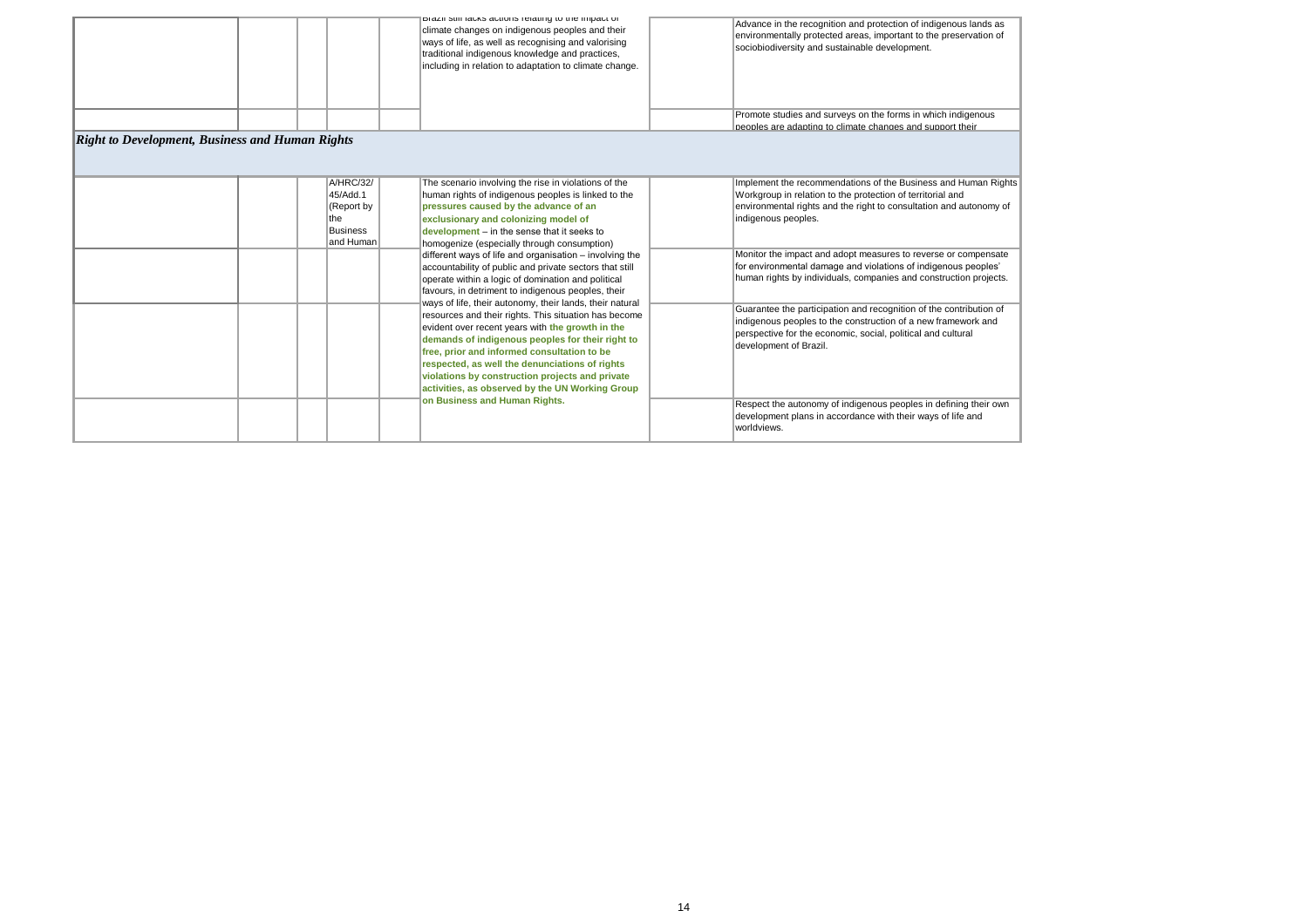| | | | | | | |
|---|---|---|---|---|---|---|
| | | | | Brazil still lacks actions relating to the impact of climate changes on indigenous peoples and their ways of life, as well as recognising and valorising traditional indigenous knowledge and practices, including in relation to adaptation to climate change. | | Advance in the recognition and protection of indigenous lands as environmentally protected areas, important to the preservation of sociobiodiversity and sustainable development. |
| | | | | | | Promote studies and surveys on the forms in which indigenous peoples are adapting to climate changes and support their |
| ***Right to Development, Business and Human Rights*** | | | | | | |
| | | A/HRC/32/45/Add.1 (Report by the Business and Human | | The scenario involving the rise in violations of the human rights of indigenous peoples is linked to the **pressures caused by the advance of an exclusionary and colonizing model of development** – in the sense that it seeks to homogenize (especially through consumption) different ways of life and organisation – involving the accountability of public and private sectors that still operate within a logic of domination and political favours, in detriment to indigenous peoples, their ways of life, their autonomy, their lands, their natural resources and their rights. This situation has become evident over recent years with **the growth in the demands of indigenous peoples for their right to free, prior and informed consultation to be respected, as well the denunciations of rights violations by construction projects and private activities, as observed by the UN Working Group on Business and Human Rights.** | | Implement the recommendations of the Business and Human Rights Workgroup in relation to the protection of territorial and environmental rights and the right to consultation and autonomy of indigenous peoples. |
| | | | | | | Monitor the impact and adopt measures to reverse or compensate for environmental damage and violations of indigenous peoples' human rights by individuals, companies and construction projects. |
| | | | | | | Guarantee the participation and recognition of the contribution of indigenous peoples to the construction of a new framework and perspective for the economic, social, political and cultural development of Brazil. |
| | | | | | | Respect the autonomy of indigenous peoples in defining their own development plans in accordance with their ways of life and worldviews. |